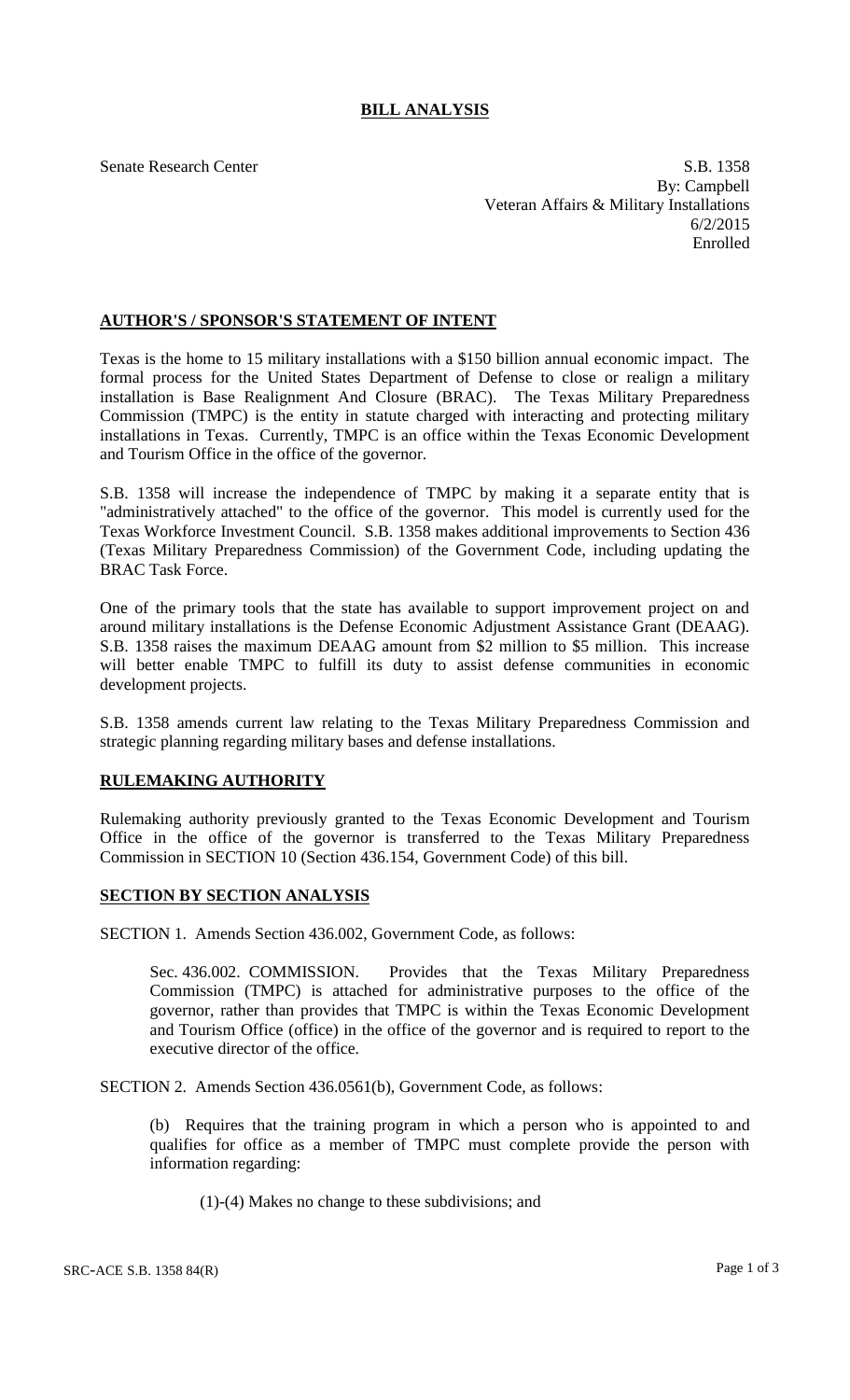# BILL ANALYSIS

Senate Research Center

S.B. 1358
By: Campbell
Veteran Affairs & Military Installations
6/2/2015
Enrolled

## AUTHOR'S / SPONSOR'S STATEMENT OF INTENT

Texas is the home to 15 military installations with a $150 billion annual economic impact. The formal process for the United States Department of Defense to close or realign a military installation is Base Realignment And Closure (BRAC). The Texas Military Preparedness Commission (TMPC) is the entity in statute charged with interacting and protecting military installations in Texas. Currently, TMPC is an office within the Texas Economic Development and Tourism Office in the office of the governor.

S.B. 1358 will increase the independence of TMPC by making it a separate entity that is "administratively attached" to the office of the governor. This model is currently used for the Texas Workforce Investment Council. S.B. 1358 makes additional improvements to Section 436 (Texas Military Preparedness Commission) of the Government Code, including updating the BRAC Task Force.

One of the primary tools that the state has available to support improvement project on and around military installations is the Defense Economic Adjustment Assistance Grant (DEAAG). S.B. 1358 raises the maximum DEAAG amount from $2 million to $5 million. This increase will better enable TMPC to fulfill its duty to assist defense communities in economic development projects.

S.B. 1358 amends current law relating to the Texas Military Preparedness Commission and strategic planning regarding military bases and defense installations.

## RULEMAKING AUTHORITY

Rulemaking authority previously granted to the Texas Economic Development and Tourism Office in the office of the governor is transferred to the Texas Military Preparedness Commission in SECTION 10 (Section 436.154, Government Code) of this bill.

## SECTION BY SECTION ANALYSIS

SECTION 1. Amends Section 436.002, Government Code, as follows:

Sec. 436.002. COMMISSION. Provides that the Texas Military Preparedness Commission (TMPC) is attached for administrative purposes to the office of the governor, rather than provides that TMPC is within the Texas Economic Development and Tourism Office (office) in the office of the governor and is required to report to the executive director of the office.

SECTION 2. Amends Section 436.0561(b), Government Code, as follows:

(b) Requires that the training program in which a person who is appointed to and qualifies for office as a member of TMPC must complete provide the person with information regarding:

(1)-(4) Makes no change to these subdivisions; and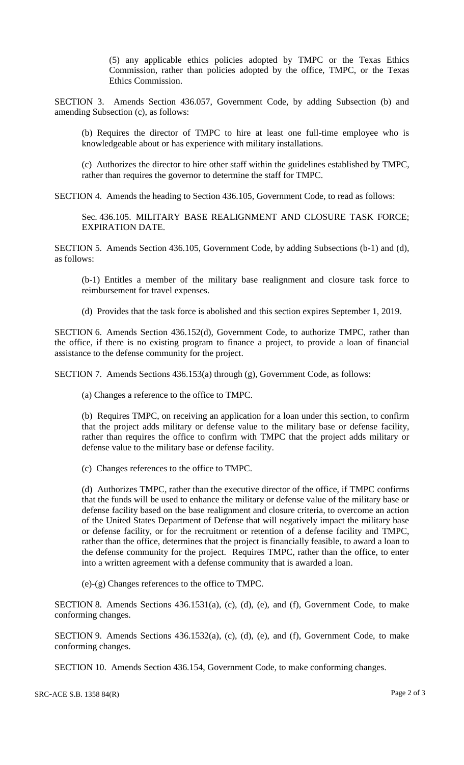(5) any applicable ethics policies adopted by TMPC or the Texas Ethics Commission, rather than policies adopted by the office, TMPC, or the Texas Ethics Commission.

SECTION 3. Amends Section 436.057, Government Code, by adding Subsection (b) and amending Subsection (c), as follows:

(b) Requires the director of TMPC to hire at least one full-time employee who is knowledgeable about or has experience with military installations.

(c) Authorizes the director to hire other staff within the guidelines established by TMPC, rather than requires the governor to determine the staff for TMPC.

SECTION 4. Amends the heading to Section 436.105, Government Code, to read as follows:

Sec. 436.105. MILITARY BASE REALIGNMENT AND CLOSURE TASK FORCE; EXPIRATION DATE.

SECTION 5. Amends Section 436.105, Government Code, by adding Subsections (b-1) and (d), as follows:

(b-1) Entitles a member of the military base realignment and closure task force to reimbursement for travel expenses.

(d) Provides that the task force is abolished and this section expires September 1, 2019.

SECTION 6. Amends Section 436.152(d), Government Code, to authorize TMPC, rather than the office, if there is no existing program to finance a project, to provide a loan of financial assistance to the defense community for the project.

SECTION 7. Amends Sections 436.153(a) through (g), Government Code, as follows:

(a) Changes a reference to the office to TMPC.

(b) Requires TMPC, on receiving an application for a loan under this section, to confirm that the project adds military or defense value to the military base or defense facility, rather than requires the office to confirm with TMPC that the project adds military or defense value to the military base or defense facility.

(c) Changes references to the office to TMPC.

(d) Authorizes TMPC, rather than the executive director of the office, if TMPC confirms that the funds will be used to enhance the military or defense value of the military base or defense facility based on the base realignment and closure criteria, to overcome an action of the United States Department of Defense that will negatively impact the military base or defense facility, or for the recruitment or retention of a defense facility and TMPC, rather than the office, determines that the project is financially feasible, to award a loan to the defense community for the project. Requires TMPC, rather than the office, to enter into a written agreement with a defense community that is awarded a loan.

(e)-(g) Changes references to the office to TMPC.

SECTION 8. Amends Sections 436.1531(a), (c), (d), (e), and (f), Government Code, to make conforming changes.

SECTION 9. Amends Sections 436.1532(a), (c), (d), (e), and (f), Government Code, to make conforming changes.

SECTION 10. Amends Section 436.154, Government Code, to make conforming changes.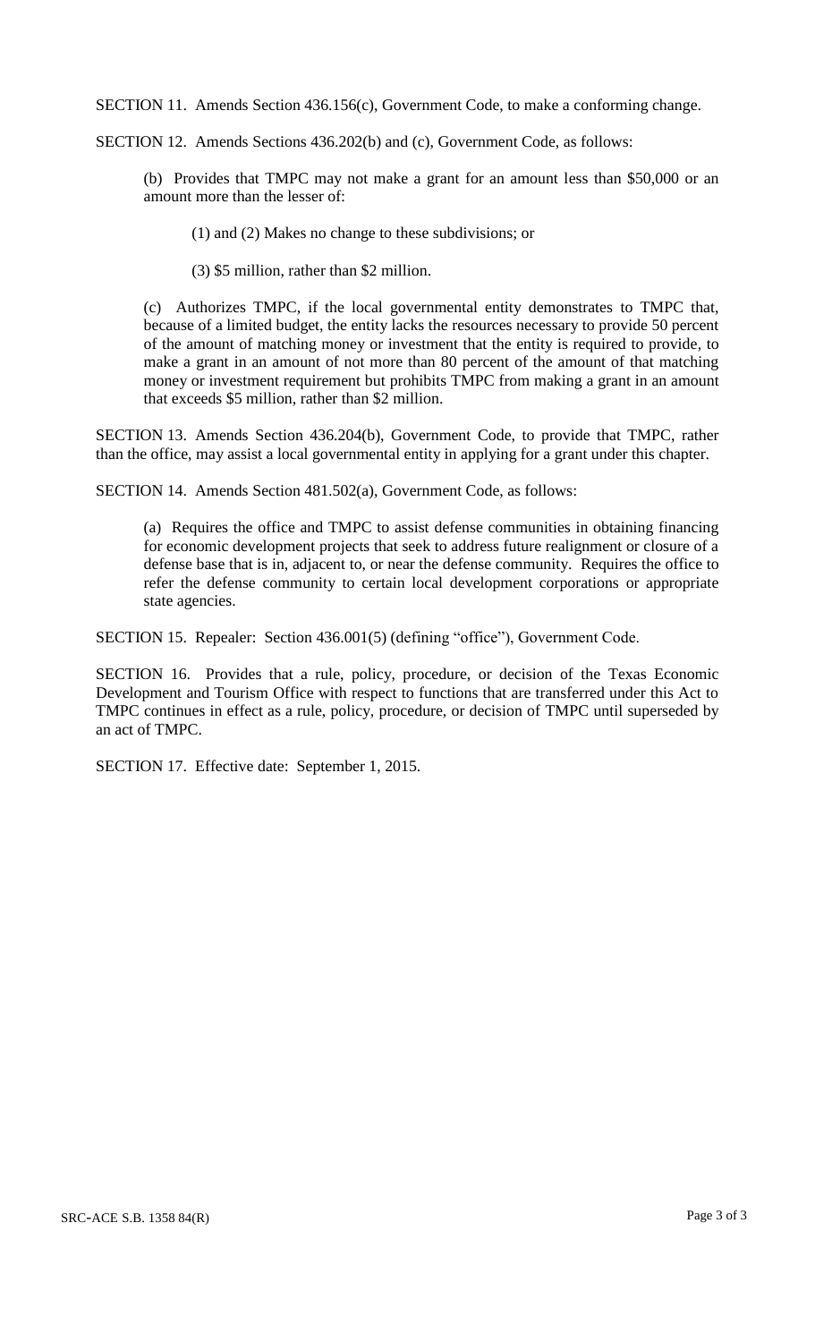SECTION 11. Amends Section 436.156(c), Government Code, to make a conforming change.

SECTION 12. Amends Sections 436.202(b) and (c), Government Code, as follows:

(b) Provides that TMPC may not make a grant for an amount less than $50,000 or an amount more than the lesser of:

(1) and (2) Makes no change to these subdivisions; or

(3) $5 million, rather than $2 million.

(c) Authorizes TMPC, if the local governmental entity demonstrates to TMPC that, because of a limited budget, the entity lacks the resources necessary to provide 50 percent of the amount of matching money or investment that the entity is required to provide, to make a grant in an amount of not more than 80 percent of the amount of that matching money or investment requirement but prohibits TMPC from making a grant in an amount that exceeds $5 million, rather than $2 million.

SECTION 13. Amends Section 436.204(b), Government Code, to provide that TMPC, rather than the office, may assist a local governmental entity in applying for a grant under this chapter.

SECTION 14. Amends Section 481.502(a), Government Code, as follows:

(a) Requires the office and TMPC to assist defense communities in obtaining financing for economic development projects that seek to address future realignment or closure of a defense base that is in, adjacent to, or near the defense community. Requires the office to refer the defense community to certain local development corporations or appropriate state agencies.

SECTION 15. Repealer: Section 436.001(5) (defining "office"), Government Code.

SECTION 16. Provides that a rule, policy, procedure, or decision of the Texas Economic Development and Tourism Office with respect to functions that are transferred under this Act to TMPC continues in effect as a rule, policy, procedure, or decision of TMPC until superseded by an act of TMPC.

SECTION 17. Effective date: September 1, 2015.

SRC-ACE S.B. 1358 84(R)